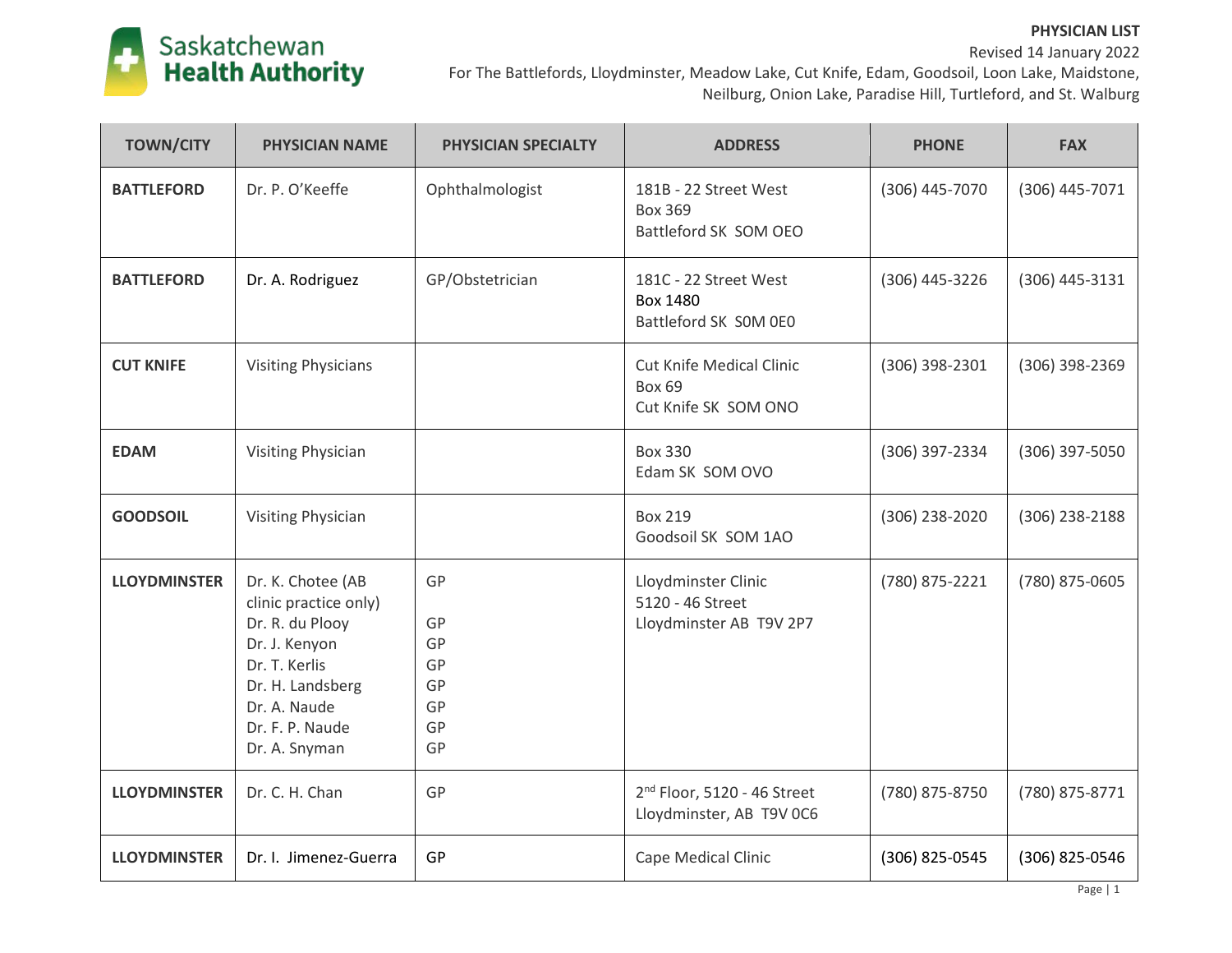Saskatchewan Health Authority

**PHYSICIAN LIST**

Revised 14 January 2022

For The Battlefords, Lloydminster, Meadow Lake, Cut Knife, Edam, Goodsoil, Loon Lake, Maidstone, Neilburg, Onion Lake, Paradise Hill, Turtleford, and St. Walburg

| TOWN/CITY | PHYSICIAN NAME | PHYSICIAN SPECIALTY | ADDRESS | PHONE | FAX |
|---|---|---|---|---|---|
| **BATTLEFORD** | Dr. P. O'Keeffe | Ophthalmologist | 181B - 22 Street West<br>Box 369<br>Battleford SK SOM OEO | (306) 445-7070 | (306) 445-7071 |
| **BATTLEFORD** | Dr. A. Rodriguez | GP/Obstetrician | 181C - 22 Street West<br>Box 1480<br>Battleford SK S0M 0E0 | (306) 445-3226 | (306) 445-3131 |
| **CUT KNIFE** | Visiting Physicians | | Cut Knife Medical Clinic<br>Box 69<br>Cut Knife SK SOM ONO | (306) 398-2301 | (306) 398-2369 |
| **EDAM** | Visiting Physician | | Box 330<br>Edam SK SOM OVO | (306) 397-2334 | (306) 397-5050 |
| **GOODSOIL** | Visiting Physician | | Box 219<br>Goodsoil SK SOM 1AO | (306) 238-2020 | (306) 238-2188 |
| **LLOYDMINSTER** | Dr. K. Chotee (AB clinic practice only)<br>Dr. R. du Plooy<br>Dr. J. Kenyon<br>Dr. T. Kerlis<br>Dr. H. Landsberg<br>Dr. A. Naude<br>Dr. F. P. Naude<br>Dr. A. Snyman | GP<br>GP<br>GP<br>GP<br>GP<br>GP<br>GP<br>GP | Lloydminster Clinic<br>5120 - 46 Street<br>Lloydminster AB T9V 2P7 | (780) 875-2221 | (780) 875-0605 |
| **LLOYDMINSTER** | Dr. C. H. Chan | GP | 2nd Floor, 5120 - 46 Street<br>Lloydminster, AB T9V 0C6 | (780) 875-8750 | (780) 875-8771 |
| **LLOYDMINSTER** | Dr. I. Jimenez-Guerra | GP | Cape Medical Clinic | (306) 825-0545 | (306) 825-0546 |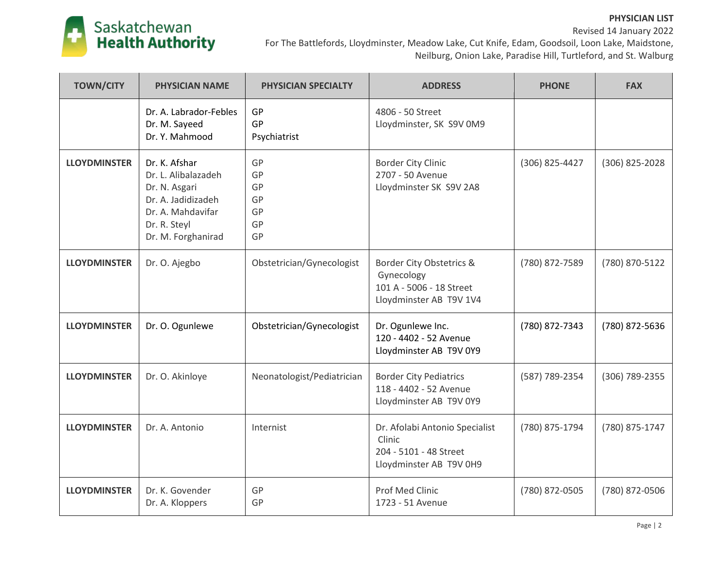| TOWN/CITY | PHYSICIAN NAME | PHYSICIAN SPECIALTY | ADDRESS | PHONE | FAX |
|---|---|---|---|---|---|
| | Dr. A. Labrador-Febles<br>Dr. M. Sayeed<br>Dr. Y. Mahmood | GP<br>GP<br>Psychiatrist | 4806 - 50 Street<br>Lloydminster, SK S9V 0M9 | | |
| **LLOYDMINSTER** | Dr. K. Afshar<br>Dr. L. Alibalazadeh<br>Dr. N. Asgari<br>Dr. A. Jadidizadeh<br>Dr. A. Mahdavifar<br>Dr. R. Steyl<br>Dr. M. Forghanirad | GP<br>GP<br>GP<br>GP<br>GP<br>GP<br>GP | Border City Clinic<br>2707 - 50 Avenue<br>Lloydminster SK S9V 2A8 | (306) 825-4427 | (306) 825-2028 |
| **LLOYDMINSTER** | Dr. O. Ajegbo | Obstetrician/Gynecologist | Border City Obstetrics & Gynecology<br>101 A - 5006 - 18 Street<br>Lloydminster AB T9V 1V4 | (780) 872-7589 | (780) 870-5122 |
| **LLOYDMINSTER** | Dr. O. Ogunlewe | Obstetrician/Gynecologist | Dr. Ogunlewe Inc.<br>120 - 4402 - 52 Avenue<br>Lloydminster AB T9V 0Y9 | (780) 872-7343 | (780) 872-5636 |
| **LLOYDMINSTER** | Dr. O. Akinloye | Neonatologist/Pediatrician | Border City Pediatrics<br>118 - 4402 - 52 Avenue<br>Lloydminster AB T9V 0Y9 | (587) 789-2354 | (306) 789-2355 |
| **LLOYDMINSTER** | Dr. A. Antonio | Internist | Dr. Afolabi Antonio Specialist Clinic<br>204 - 5101 - 48 Street<br>Lloydminster AB T9V 0H9 | (780) 875-1794 | (780) 875-1747 |
| **LLOYDMINSTER** | Dr. K. Govender<br>Dr. A. Kloppers | GP<br>GP | Prof Med Clinic<br>1723 - 51 Avenue | (780) 872-0505 | (780) 872-0506 |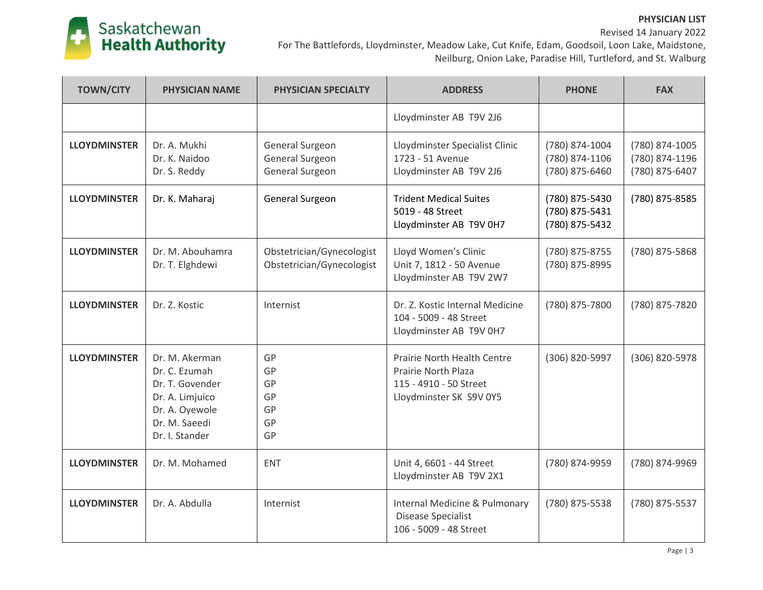| TOWN/CITY | PHYSICIAN NAME | PHYSICIAN SPECIALTY | ADDRESS | PHONE | FAX |
|---|---|---|---|---|---|
| | | | Lloydminster AB T9V 2J6 | | |
| **LLOYDMINSTER** | Dr. A. Mukhi<br>Dr. K. Naidoo<br>Dr. S. Reddy | General Surgeon<br>General Surgeon<br>General Surgeon | Lloydminster Specialist Clinic<br>1723 - 51 Avenue<br>Lloydminster AB T9V 2J6 | (780) 874-1004<br>(780) 874-1106<br>(780) 875-6460 | (780) 874-1005<br>(780) 874-1196<br>(780) 875-6407 |
| **LLOYDMINSTER** | Dr. K. Maharaj | General Surgeon | Trident Medical Suites<br>5019 - 48 Street<br>Lloydminster AB T9V 0H7 | (780) 875-5430<br>(780) 875-5431<br>(780) 875-5432 | (780) 875-8585 |
| **LLOYDMINSTER** | Dr. M. Abouhamra<br>Dr. T. Elghdewi | Obstetrician/Gynecologist<br>Obstetrician/Gynecologist | Lloyd Women's Clinic<br>Unit 7, 1812 - 50 Avenue<br>Lloydminster AB T9V 2W7 | (780) 875-8755<br>(780) 875-8995 | (780) 875-5868 |
| **LLOYDMINSTER** | Dr. Z. Kostic | Internist | Dr. Z. Kostic Internal Medicine<br>104 - 5009 - 48 Street<br>Lloydminster AB T9V 0H7 | (780) 875-7800 | (780) 875-7820 |
| **LLOYDMINSTER** | Dr. M. Akerman<br>Dr. C. Ezumah<br>Dr. T. Govender<br>Dr. A. Limjuico<br>Dr. A. Oyewole<br>Dr. M. Saeedi<br>Dr. I. Stander | GP<br>GP<br>GP<br>GP<br>GP<br>GP<br>GP | Prairie North Health Centre<br>Prairie North Plaza<br>115 - 4910 - 50 Street<br>Lloydminster SK S9V 0Y5 | (306) 820-5997 | (306) 820-5978 |
| **LLOYDMINSTER** | Dr. M. Mohamed | ENT | Unit 4, 6601 - 44 Street<br>Lloydminster AB T9V 2X1 | (780) 874-9959 | (780) 874-9969 |
| **LLOYDMINSTER** | Dr. A. Abdulla | Internist | Internal Medicine & Pulmonary Disease Specialist<br>106 - 5009 - 48 Street | (780) 875-5538 | (780) 875-5537 |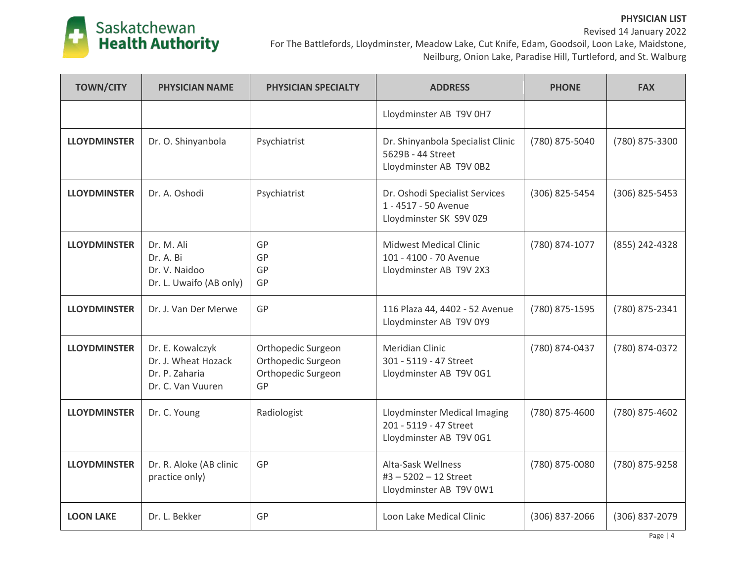| TOWN/CITY | PHYSICIAN NAME | PHYSICIAN SPECIALTY | ADDRESS | PHONE | FAX |
|---|---|---|---|---|---|
| | | | Lloydminster AB T9V 0H7 | | |
| **LLOYDMINSTER** | Dr. O. Shinyanbola | Psychiatrist | Dr. Shinyanbola Specialist Clinic<br>5629B - 44 Street<br>Lloydminster AB T9V 0B2 | (780) 875-5040 | (780) 875-3300 |
| **LLOYDMINSTER** | Dr. A. Oshodi | Psychiatrist | Dr. Oshodi Specialist Services<br>1 - 4517 - 50 Avenue<br>Lloydminster SK S9V 0Z9 | (306) 825-5454 | (306) 825-5453 |
| **LLOYDMINSTER** | Dr. M. Ali<br>Dr. A. Bi<br>Dr. V. Naidoo<br>Dr. L. Uwaifo (AB only) | GP<br>GP<br>GP<br>GP | Midwest Medical Clinic<br>101 - 4100 - 70 Avenue<br>Lloydminster AB T9V 2X3 | (780) 874-1077 | (855) 242-4328 |
| **LLOYDMINSTER** | Dr. J. Van Der Merwe | GP | 116 Plaza 44, 4402 - 52 Avenue<br>Lloydminster AB T9V 0Y9 | (780) 875-1595 | (780) 875-2341 |
| **LLOYDMINSTER** | Dr. E. Kowalczyk<br>Dr. J. Wheat Hozack<br>Dr. P. Zaharia<br>Dr. C. Van Vuuren | Orthopedic Surgeon<br>Orthopedic Surgeon<br>Orthopedic Surgeon<br>GP | Meridian Clinic<br>301 - 5119 - 47 Street<br>Lloydminster AB T9V 0G1 | (780) 874-0437 | (780) 874-0372 |
| **LLOYDMINSTER** | Dr. C. Young | Radiologist | Lloydminster Medical Imaging<br>201 - 5119 - 47 Street<br>Lloydminster AB T9V 0G1 | (780) 875-4600 | (780) 875-4602 |
| **LLOYDMINSTER** | Dr. R. Aloke (AB clinic practice only) | GP | Alta-Sask Wellness<br>#3 – 5202 – 12 Street<br>Lloydminster AB T9V 0W1 | (780) 875-0080 | (780) 875-9258 |
| **LOON LAKE** | Dr. L. Bekker | GP | Loon Lake Medical Clinic | (306) 837-2066 | (306) 837-2079 |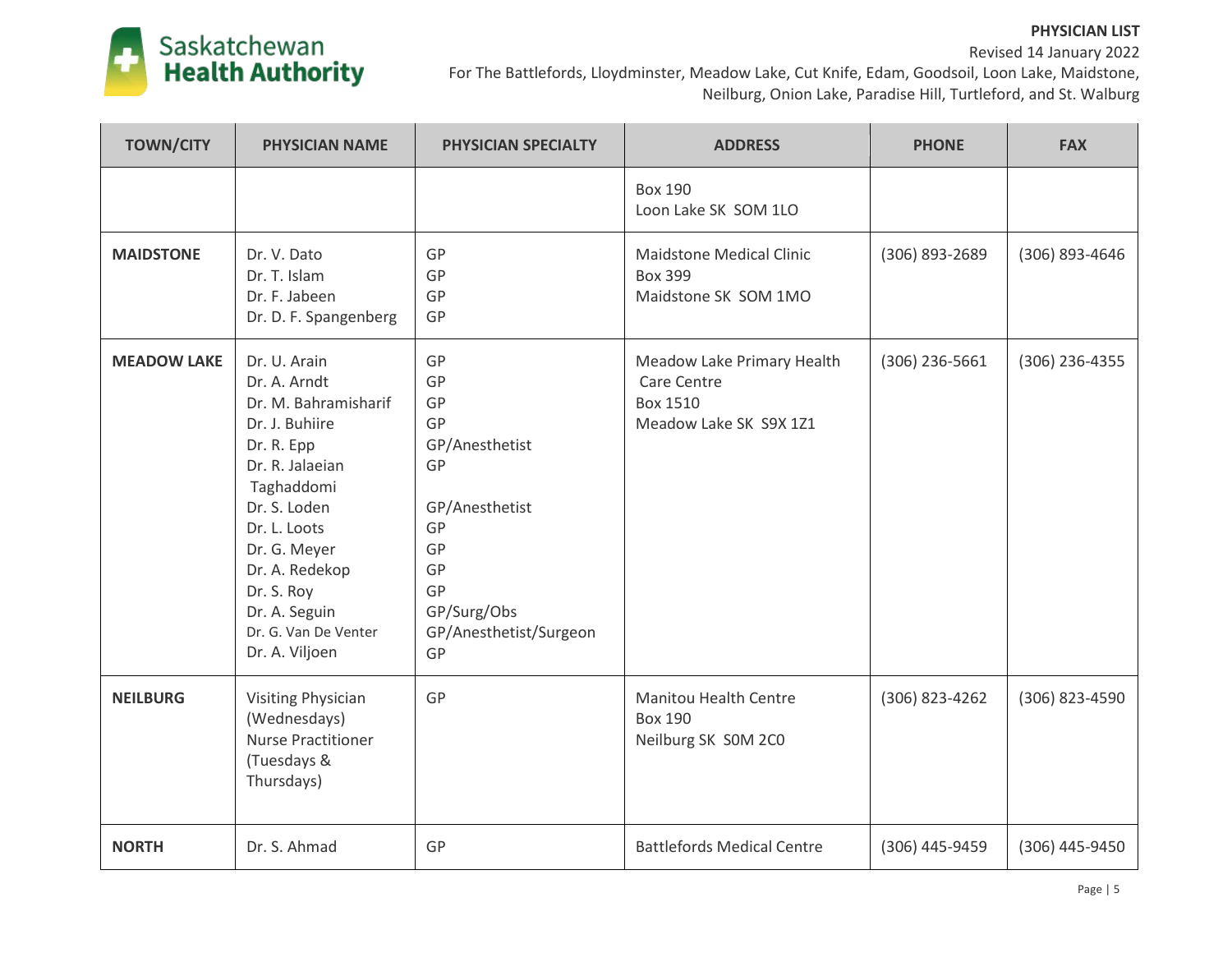| TOWN/CITY | PHYSICIAN NAME | PHYSICIAN SPECIALTY | ADDRESS | PHONE | FAX |
|---|---|---|---|---|---|
| | | | Box 190<br>Loon Lake SK  SOM 1LO | | |
| **MAIDSTONE** | Dr. V. Dato<br>Dr. T. Islam<br>Dr. F. Jabeen<br>Dr. D. F. Spangenberg | GP<br>GP<br>GP<br>GP | Maidstone Medical Clinic<br>Box 399<br>Maidstone SK  SOM 1MO | (306) 893-2689 | (306) 893-4646 |
| **MEADOW LAKE** | Dr. U. Arain<br>Dr. A. Arndt<br>Dr. M. Bahramisharif<br>Dr. J. Buhiire<br>Dr. R. Epp<br>Dr. R. Jalaeian Taghaddomi<br>Dr. S. Loden<br>Dr. L. Loots<br>Dr. G. Meyer<br>Dr. A. Redekop<br>Dr. S. Roy<br>Dr. A. Seguin<br>Dr. G. Van De Venter<br>Dr. A. Viljoen | GP<br>GP<br>GP<br>GP<br>GP/Anesthetist<br>GP<br>GP/Anesthetist<br>GP<br>GP<br>GP<br>GP<br>GP/Surg/Obs<br>GP/Anesthetist/Surgeon<br>GP | Meadow Lake Primary Health Care Centre<br>Box 1510<br>Meadow Lake SK  S9X 1Z1 | (306) 236-5661 | (306) 236-4355 |
| **NEILBURG** | Visiting Physician (Wednesdays)<br>Nurse Practitioner (Tuesdays & Thursdays) | GP | Manitou Health Centre<br>Box 190<br>Neilburg SK  S0M 2C0 | (306) 823-4262 | (306) 823-4590 |
| **NORTH** | Dr. S. Ahmad | GP | Battlefords Medical Centre | (306) 445-9459 | (306) 445-9450 |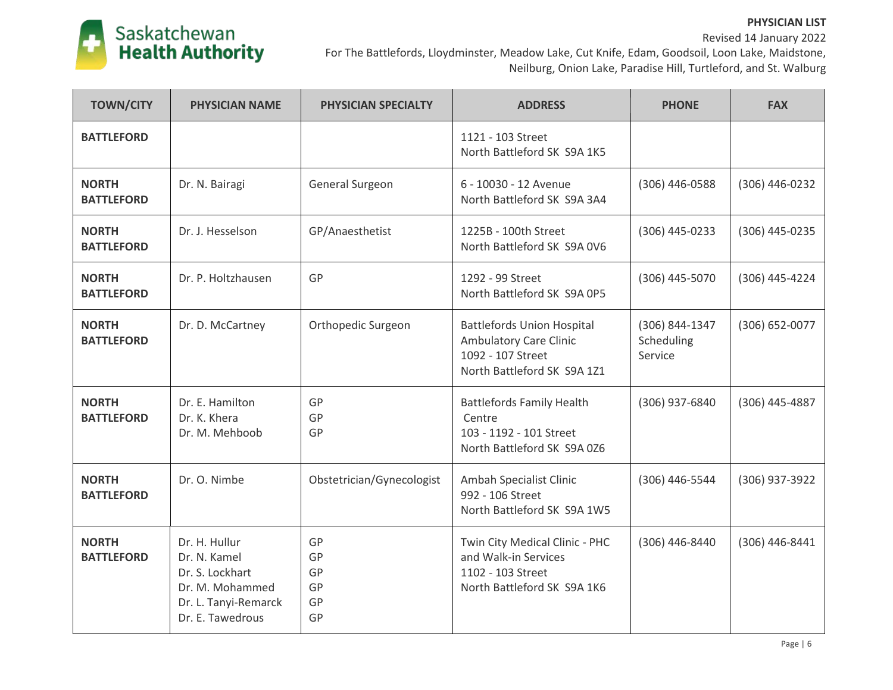**PHYSICIAN LIST**
Revised 14 January 2022
For The Battlefords, Lloydminster, Meadow Lake, Cut Knife, Edam, Goodsoil, Loon Lake, Maidstone, Neilburg, Onion Lake, Paradise Hill, Turtleford, and St. Walburg

| TOWN/CITY | PHYSICIAN NAME | PHYSICIAN SPECIALTY | ADDRESS | PHONE | FAX |
|---|---|---|---|---|---|
| **BATTLEFORD** | | | 1121 - 103 Street<br>North Battleford SK S9A 1K5 | | |
| **NORTH BATTLEFORD** | Dr. N. Bairagi | General Surgeon | 6 - 10030 - 12 Avenue<br>North Battleford SK S9A 3A4 | (306) 446-0588 | (306) 446-0232 |
| **NORTH BATTLEFORD** | Dr. J. Hesselson | GP/Anaesthetist | 1225B - 100th Street<br>North Battleford SK S9A 0V6 | (306) 445-0233 | (306) 445-0235 |
| **NORTH BATTLEFORD** | Dr. P. Holtzhausen | GP | 1292 - 99 Street<br>North Battleford SK S9A 0P5 | (306) 445-5070 | (306) 445-4224 |
| **NORTH BATTLEFORD** | Dr. D. McCartney | Orthopedic Surgeon | Battlefords Union Hospital<br>Ambulatory Care Clinic<br>1092 - 107 Street<br>North Battleford SK S9A 1Z1 | (306) 844-1347<br>Scheduling Service | (306) 652-0077 |
| **NORTH BATTLEFORD** | Dr. E. Hamilton<br>Dr. K. Khera<br>Dr. M. Mehboob | GP<br>GP<br>GP | Battlefords Family Health Centre<br>103 - 1192 - 101 Street<br>North Battleford SK S9A 0Z6 | (306) 937-6840 | (306) 445-4887 |
| **NORTH BATTLEFORD** | Dr. O. Nimbe | Obstetrician/Gynecologist | Ambah Specialist Clinic<br>992 - 106 Street<br>North Battleford SK S9A 1W5 | (306) 446-5544 | (306) 937-3922 |
| **NORTH BATTLEFORD** | Dr. H. Hullur<br>Dr. N. Kamel<br>Dr. S. Lockhart<br>Dr. M. Mohammed<br>Dr. L. Tanyi-Remarck<br>Dr. E. Tawedrous | GP<br>GP<br>GP<br>GP<br>GP<br>GP | Twin City Medical Clinic - PHC and Walk-in Services<br>1102 - 103 Street<br>North Battleford SK S9A 1K6 | (306) 446-8440 | (306) 446-8441 |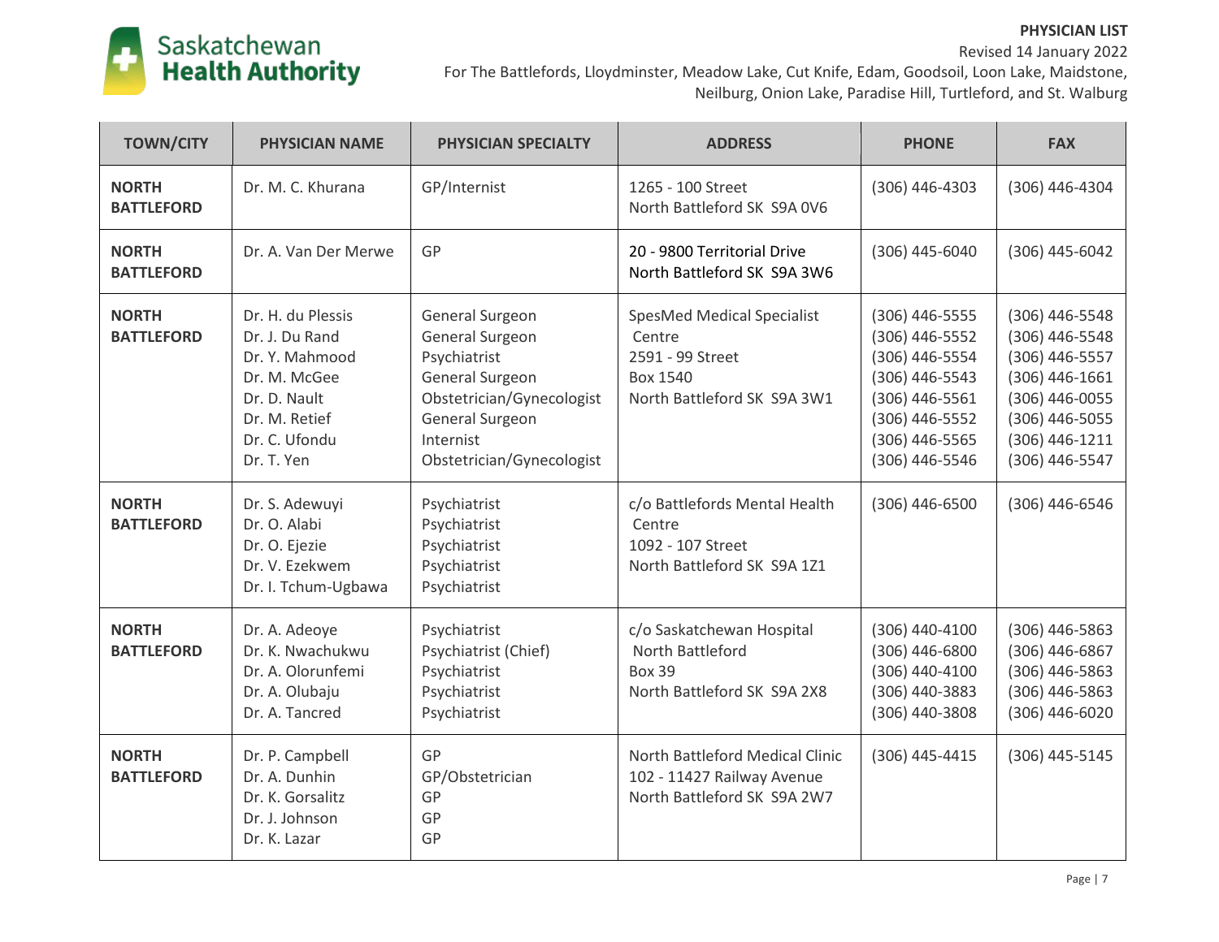**PHYSICIAN LIST**

Revised 14 January 2022

For The Battlefords, Lloydminster, Meadow Lake, Cut Knife, Edam, Goodsoil, Loon Lake, Maidstone, Neilburg, Onion Lake, Paradise Hill, Turtleford, and St. Walburg

| TOWN/CITY | PHYSICIAN NAME | PHYSICIAN SPECIALTY | ADDRESS | PHONE | FAX |
|---|---|---|---|---|---|
| **NORTH BATTLEFORD** | Dr. M. C. Khurana | GP/Internist | 1265 - 100 Street<br>North Battleford SK S9A 0V6 | (306) 446-4303 | (306) 446-4304 |
| **NORTH BATTLEFORD** | Dr. A. Van Der Merwe | GP | 20 - 9800 Territorial Drive<br>North Battleford SK S9A 3W6 | (306) 445-6040 | (306) 445-6042 |
| **NORTH BATTLEFORD** | Dr. H. du Plessis<br>Dr. J. Du Rand<br>Dr. Y. Mahmood<br>Dr. M. McGee<br>Dr. D. Nault<br>Dr. M. Retief<br>Dr. C. Ufondu<br>Dr. T. Yen | General Surgeon<br>General Surgeon<br>Psychiatrist<br>General Surgeon<br>Obstetrician/Gynecologist<br>General Surgeon<br>Internist<br>Obstetrician/Gynecologist | SpesMed Medical Specialist Centre<br>2591 - 99 Street<br>Box 1540<br>North Battleford SK S9A 3W1 | (306) 446-5555<br>(306) 446-5552<br>(306) 446-5554<br>(306) 446-5543<br>(306) 446-5561<br>(306) 446-5552<br>(306) 446-5565<br>(306) 446-5546 | (306) 446-5548<br>(306) 446-5548<br>(306) 446-5557<br>(306) 446-1661<br>(306) 446-0055<br>(306) 446-5055<br>(306) 446-1211<br>(306) 446-5547 |
| **NORTH BATTLEFORD** | Dr. S. Adewuyi<br>Dr. O. Alabi<br>Dr. O. Ejezie<br>Dr. V. Ezekwem<br>Dr. I. Tchum-Ugbawa | Psychiatrist<br>Psychiatrist<br>Psychiatrist<br>Psychiatrist<br>Psychiatrist | c/o Battlefords Mental Health Centre<br>1092 - 107 Street<br>North Battleford SK S9A 1Z1 | (306) 446-6500 | (306) 446-6546 |
| **NORTH BATTLEFORD** | Dr. A. Adeoye<br>Dr. K. Nwachukwu<br>Dr. A. Olorunfemi<br>Dr. A. Olubaju<br>Dr. A. Tancred | Psychiatrist<br>Psychiatrist (Chief)<br>Psychiatrist<br>Psychiatrist<br>Psychiatrist | c/o Saskatchewan Hospital North Battleford<br>Box 39<br>North Battleford SK S9A 2X8 | (306) 440-4100<br>(306) 446-6800<br>(306) 440-4100<br>(306) 440-3883<br>(306) 440-3808 | (306) 446-5863<br>(306) 446-6867<br>(306) 446-5863<br>(306) 446-5863<br>(306) 446-6020 |
| **NORTH BATTLEFORD** | Dr. P. Campbell<br>Dr. A. Dunhin<br>Dr. K. Gorsalitz<br>Dr. J. Johnson<br>Dr. K. Lazar | GP<br>GP/Obstetrician<br>GP<br>GP<br>GP | North Battleford Medical Clinic<br>102 - 11427 Railway Avenue<br>North Battleford SK S9A 2W7 | (306) 445-4415 | (306) 445-5145 |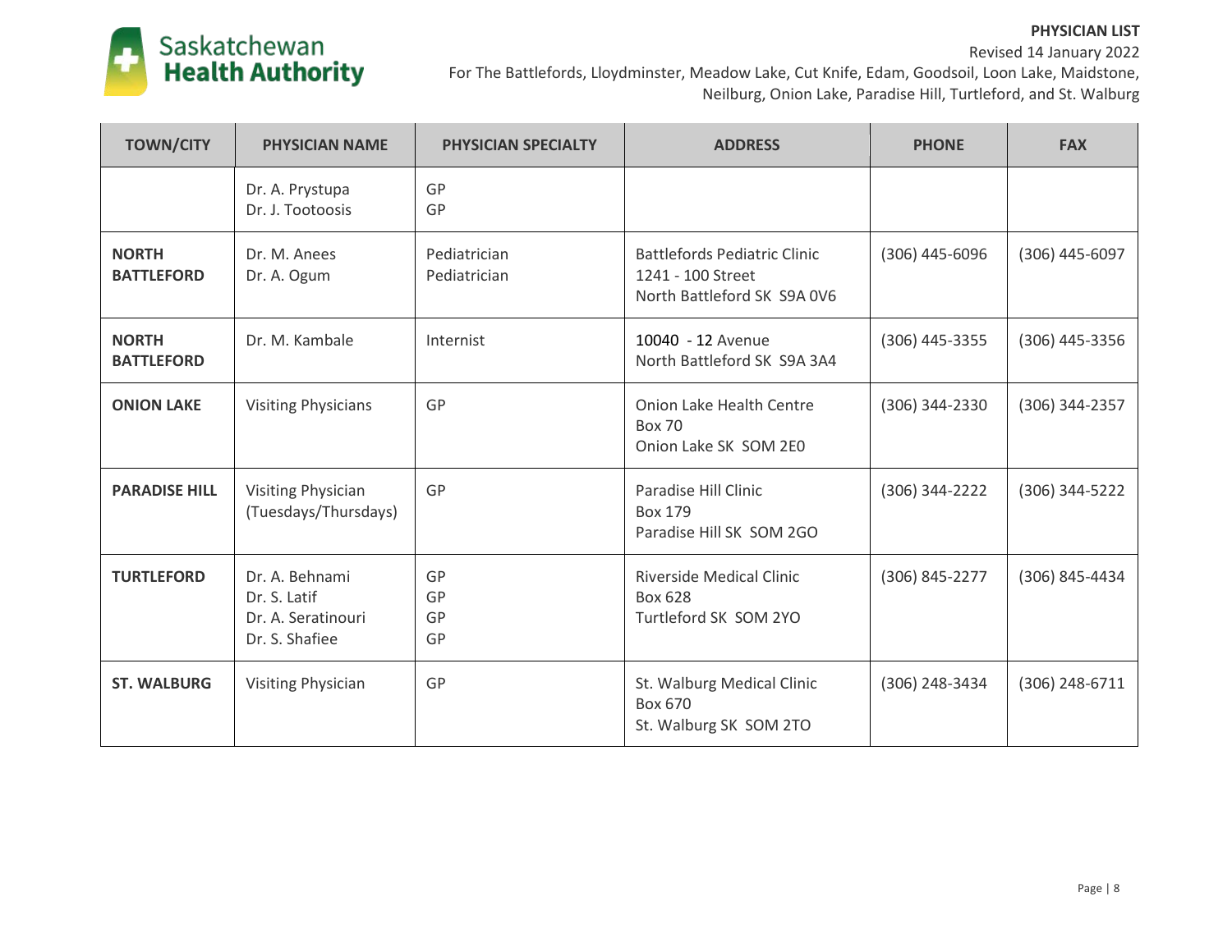Saskatchewan Health Authority

**PHYSICIAN LIST**

Revised 14 January 2022

For The Battlefords, Lloydminster, Meadow Lake, Cut Knife, Edam, Goodsoil, Loon Lake, Maidstone, Neilburg, Onion Lake, Paradise Hill, Turtleford, and St. Walburg

| TOWN/CITY | PHYSICIAN NAME | PHYSICIAN SPECIALTY | ADDRESS | PHONE | FAX |
|---|---|---|---|---|---|
| | Dr. A. Prystupa<br>Dr. J. Tootoosis | GP<br>GP | | | |
| **NORTH BATTLEFORD** | Dr. M. Anees<br>Dr. A. Ogum | Pediatrician<br>Pediatrician | Battlefords Pediatric Clinic<br>1241 - 100 Street<br>North Battleford SK S9A 0V6 | (306) 445-6096 | (306) 445-6097 |
| **NORTH BATTLEFORD** | Dr. M. Kambale | Internist | 10040 - 12 Avenue<br>North Battleford SK S9A 3A4 | (306) 445-3355 | (306) 445-3356 |
| **ONION LAKE** | Visiting Physicians | GP | Onion Lake Health Centre<br>Box 70<br>Onion Lake SK SOM 2E0 | (306) 344-2330 | (306) 344-2357 |
| **PARADISE HILL** | Visiting Physician (Tuesdays/Thursdays) | GP | Paradise Hill Clinic<br>Box 179<br>Paradise Hill SK SOM 2GO | (306) 344-2222 | (306) 344-5222 |
| **TURTLEFORD** | Dr. A. Behnami<br>Dr. S. Latif<br>Dr. A. Seratinouri<br>Dr. S. Shafiee | GP<br>GP<br>GP<br>GP | Riverside Medical Clinic<br>Box 628<br>Turtleford SK SOM 2YO | (306) 845-2277 | (306) 845-4434 |
| **ST. WALBURG** | Visiting Physician | GP | St. Walburg Medical Clinic<br>Box 670<br>St. Walburg SK SOM 2TO | (306) 248-3434 | (306) 248-6711 |